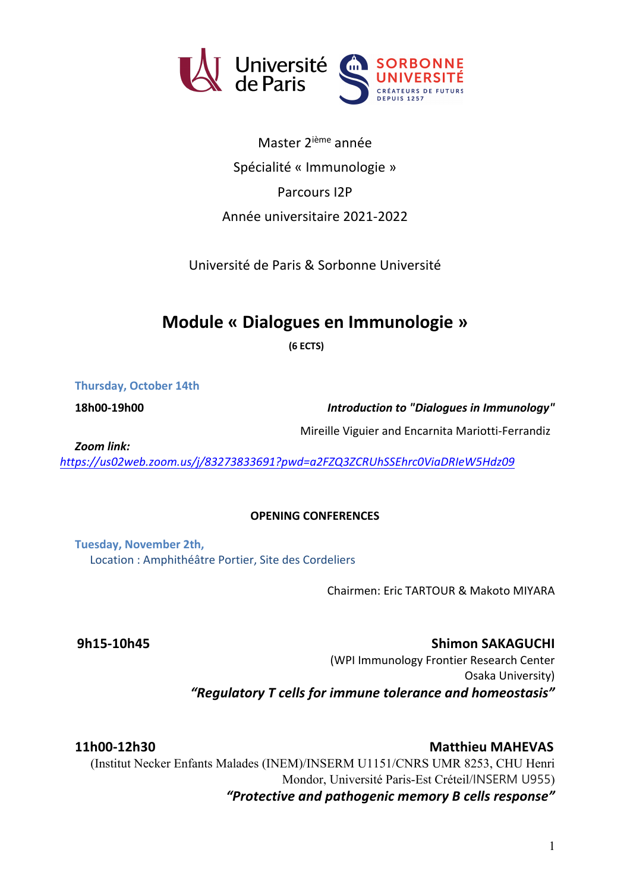Université de Paris    SORBONNE UNIVERSITÉ CRÉATEURS DE FUTURS DEPUIS 1257

Master 2ième année

Spécialité « Immunologie »

Parcours I2P

Année universitaire 2021-2022

Université de Paris & Sorbonne Université

# Module « Dialogues en Immunologie »

**(6 ECTS)**

**Thursday, October 14th**

**18h00-19h00** — ***Introduction to "Dialogues in Immunology"***

Mireille Viguier and Encarnita Mariotti-Ferrandiz

***Zoom link:***

*https://us02web.zoom.us/j/83273833691?pwd=a2FZQ3ZCRUhSSEhrc0ViaDRIeW5Hdz09*

## OPENING CONFERENCES

**Tuesday, November 2th,**

Location : Amphithéâtre Portier, Site des Cordeliers

Chairmen: Eric TARTOUR & Makoto MIYARA

**9h15-10h45** — **Shimon SAKAGUCHI**

(WPI Immunology Frontier Research Center Osaka University)

***"Regulatory T cells for immune tolerance and homeostasis"***

**11h00-12h30** — **Matthieu MAHEVAS**

(Institut Necker Enfants Malades (INEM)/INSERM U1151/CNRS UMR 8253, CHU Henri Mondor, Université Paris-Est Créteil/INSERM U955)

***"Protective and pathogenic memory B cells response"***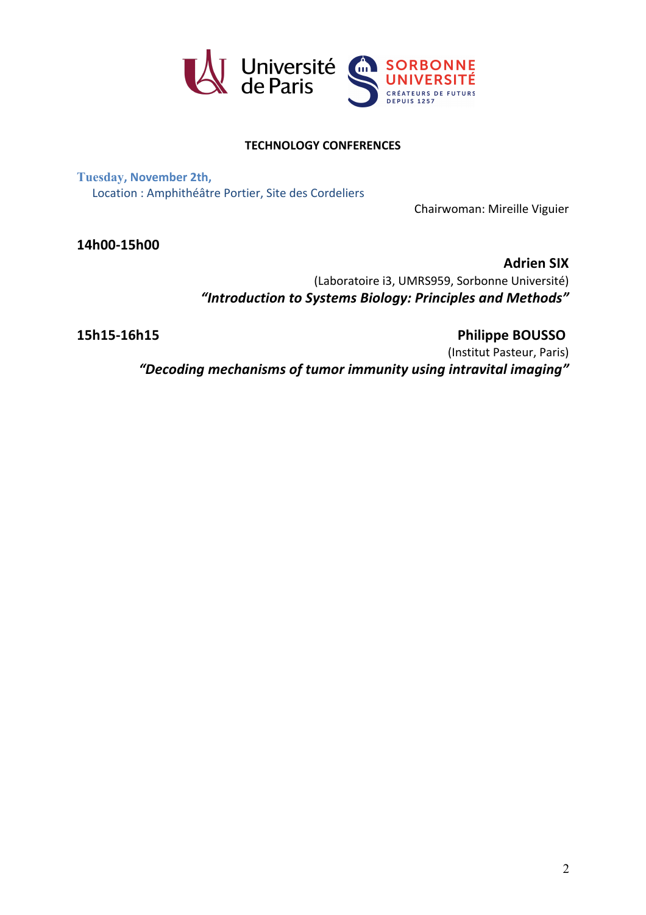Université de Paris — SORBONNE UNIVERSITÉ — CRÉATEURS DE FUTURS DEPUIS 1257

## TECHNOLOGY CONFERENCES

**Tuesday, November 2th,**
Location : Amphithéâtre Portier, Site des Cordeliers

Chairwoman: Mireille Viguier

**14h00-15h00**

**Adrien SIX**
(Laboratoire i3, UMRS959, Sorbonne Université)
***"Introduction to Systems Biology: Principles and Methods"***

**15h15-16h15**

**Philippe BOUSSO**
(Institut Pasteur, Paris)
***"Decoding mechanisms of tumor immunity using intravital imaging"***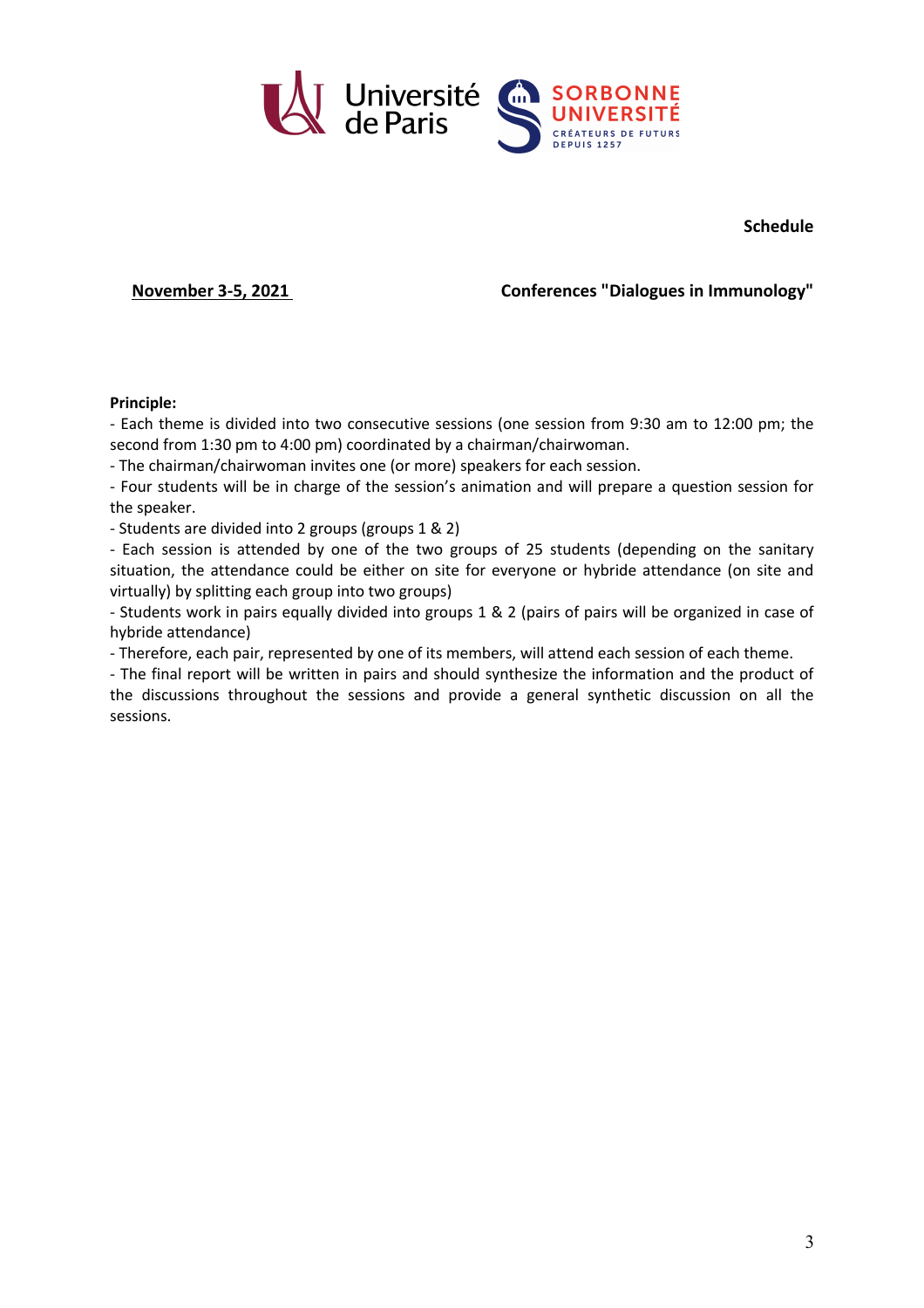**Schedule**

**<u>November 3-5, 2021</u>** **Conferences "Dialogues in Immunology"**

**Principle:**

- Each theme is divided into two consecutive sessions (one session from 9:30 am to 12:00 pm; the second from 1:30 pm to 4:00 pm) coordinated by a chairman/chairwoman.
- The chairman/chairwoman invites one (or more) speakers for each session.
- Four students will be in charge of the session's animation and will prepare a question session for the speaker.
- Students are divided into 2 groups (groups 1 & 2)
- Each session is attended by one of the two groups of 25 students (depending on the sanitary situation, the attendance could be either on site for everyone or hybride attendance (on site and virtually) by splitting each group into two groups)
- Students work in pairs equally divided into groups 1 & 2 (pairs of pairs will be organized in case of hybride attendance)
- Therefore, each pair, represented by one of its members, will attend each session of each theme.
- The final report will be written in pairs and should synthesize the information and the product of the discussions throughout the sessions and provide a general synthetic discussion on all the sessions.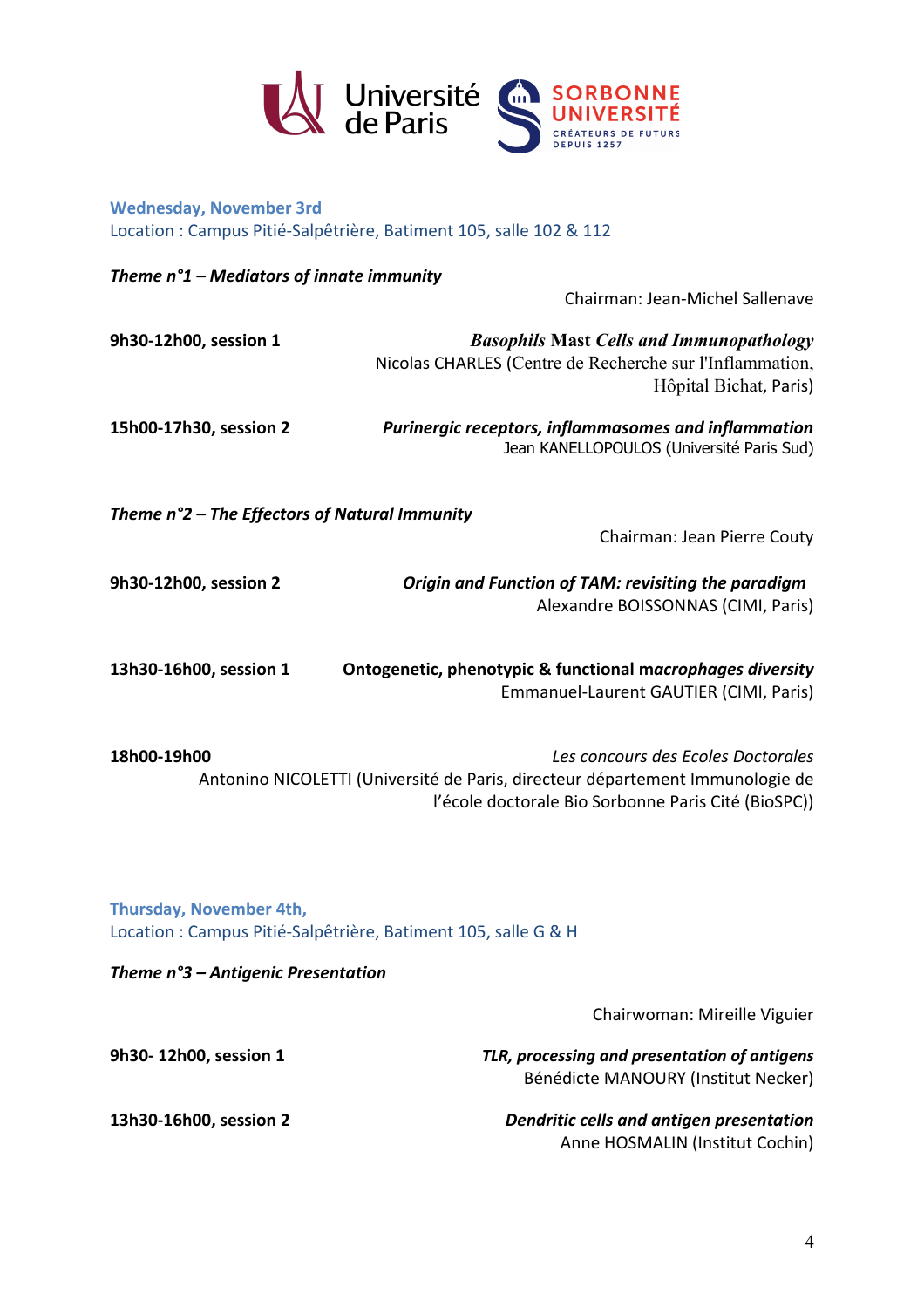**Wednesday, November 3rd**
Location : Campus Pitié-Salpêtrière, Batiment 105, salle 102 & 112

***Theme n°1 – Mediators of innate immunity***

Chairman: Jean-Michel Sallenave

**9h30-12h00, session 1**
***Basophils Mast Cells and Immunopathology***
Nicolas CHARLES (Centre de Recherche sur l'Inflammation, Hôpital Bichat, Paris)

**15h00-17h30, session 2**
***Purinergic receptors, inflammasomes and inflammation***
Jean KANELLOPOULOS (Université Paris Sud)

***Theme n°2 – The Effectors of Natural Immunity***

Chairman: Jean Pierre Couty

**9h30-12h00, session 2**
***Origin and Function of TAM: revisiting the paradigm***
Alexandre BOISSONNAS (CIMI, Paris)

**13h30-16h00, session 1**
**Ontogenetic, phenotypic & functional *macrophages diversity***
Emmanuel-Laurent GAUTIER (CIMI, Paris)

**18h00-19h00**
*Les concours des Ecoles Doctorales*
Antonino NICOLETTI (Université de Paris, directeur département Immunologie de l'école doctorale Bio Sorbonne Paris Cité (BioSPC))

**Thursday, November 4th,**
Location : Campus Pitié-Salpêtrière, Batiment 105, salle G & H

***Theme n°3 – Antigenic Presentation***

Chairwoman: Mireille Viguier

**9h30- 12h00, session 1**
***TLR, processing and presentation of antigens***
Bénédicte MANOURY (Institut Necker)

**13h30-16h00, session 2**
***Dendritic cells and antigen presentation***
Anne HOSMALIN (Institut Cochin)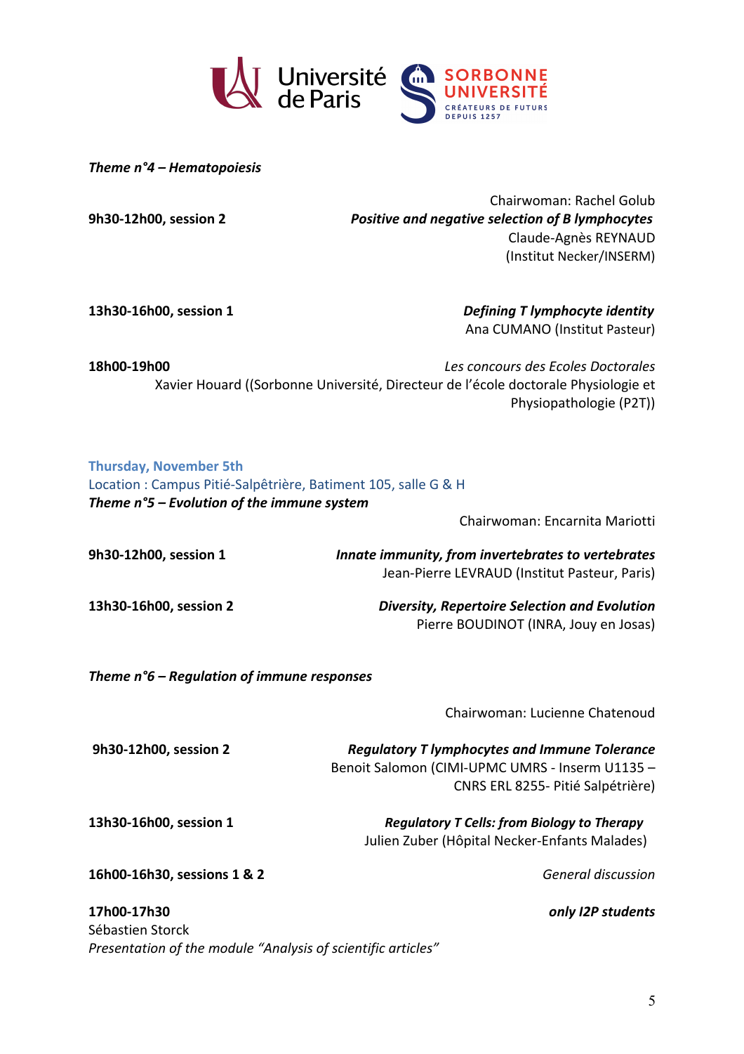***Theme n°4 – Hematopoiesis***

Chairwoman: Rachel Golub

**9h30-12h00, session 2**

***Positive and negative selection of B lymphocytes***
Claude-Agnès REYNAUD
(Institut Necker/INSERM)

**13h30-16h00, session 1**

***Defining T lymphocyte identity***
Ana CUMANO (Institut Pasteur)

**18h00-19h00**

*Les concours des Ecoles Doctorales*
Xavier Houard ((Sorbonne Université, Directeur de l'école doctorale Physiologie et Physiopathologie (P2T))

**Thursday, November 5th**
Location : Campus Pitié-Salpêtrière, Batiment 105, salle G & H

***Theme n°5 – Evolution of the immune system***

Chairwoman: Encarnita Mariotti

**9h30-12h00, session 1**

***Innate immunity, from invertebrates to vertebrates***
Jean-Pierre LEVRAUD (Institut Pasteur, Paris)

**13h30-16h00, session 2**

***Diversity, Repertoire Selection and Evolution***
Pierre BOUDINOT (INRA, Jouy en Josas)

***Theme n°6 – Regulation of immune responses***

Chairwoman: Lucienne Chatenoud

**9h30-12h00, session 2**

***Regulatory T lymphocytes and Immune Tolerance***
Benoit Salomon (CIMI-UPMC UMRS - Inserm U1135 – CNRS ERL 8255- Pitié Salpétrière)

**13h30-16h00, session 1**

***Regulatory T Cells: from Biology to Therapy***
Julien Zuber (Hôpital Necker-Enfants Malades)

**16h00-16h30, sessions 1 & 2**

*General discussion*

**17h00-17h30**

***only I2P students***

Sébastien Storck
*Presentation of the module "Analysis of scientific articles"*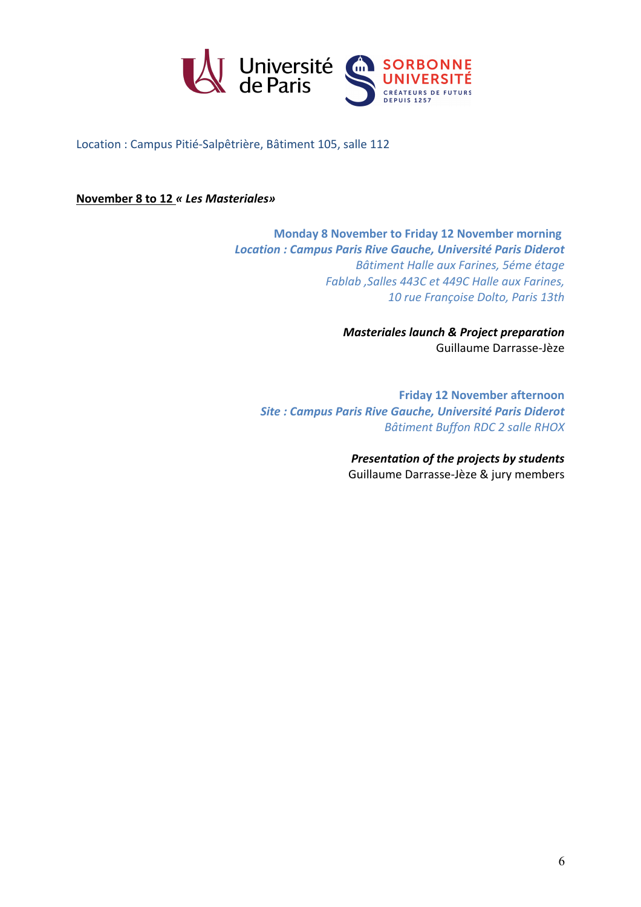Location : Campus Pitié-Salpêtrière, Bâtiment 105, salle 112

**November 8 to 12 *« Les Masteriales»***

**Monday 8 November to Friday 12 November morning**
***Location : Campus Paris Rive Gauche, Université Paris Diderot***
*Bâtiment Halle aux Farines, 5éme étage*
*Fablab ,Salles 443C et 449C Halle aux Farines,*
*10 rue Françoise Dolto, Paris 13th*

***Masteriales launch & Project preparation***
Guillaume Darrasse-Jèze

**Friday 12 November afternoon**
***Site : Campus Paris Rive Gauche, Université Paris Diderot***
*Bâtiment Buffon RDC 2 salle RHOX*

***Presentation of the projects by students***
Guillaume Darrasse-Jèze & jury members